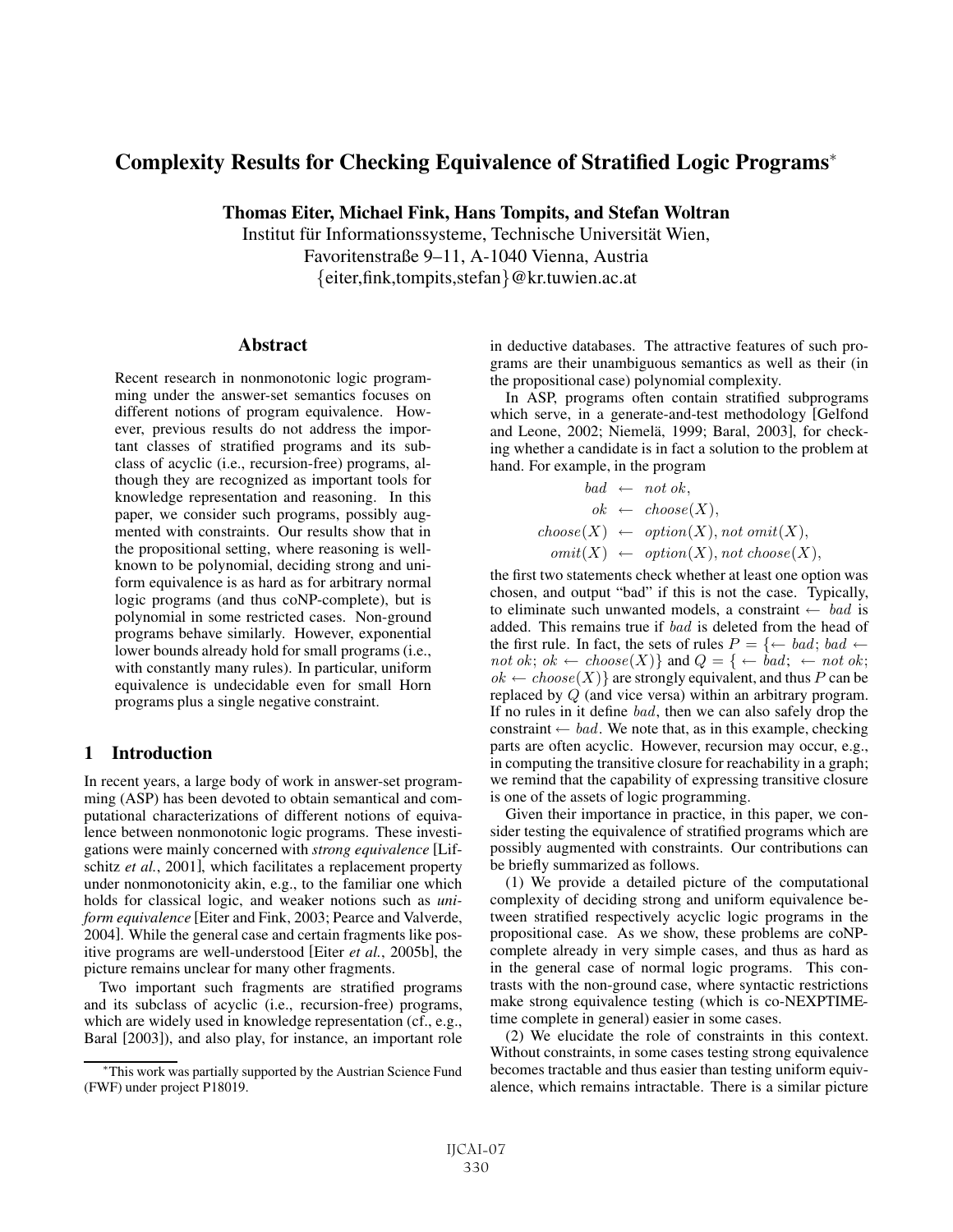# Complexity Results for Checking Equivalence of Stratified Logic Programs*

**Thomas Eiter, Michael Fink, Hans Tompits, and Stefan Woltran**

Institut für Informationssysteme, Technische Universität Wien,
Favoritenstraße 9–11, A-1040 Vienna, Austria
{eiter,fink,tompits,stefan}@kr.tuwien.ac.at

## Abstract

Recent research in nonmonotonic logic programming under the answer-set semantics focuses on different notions of program equivalence. However, previous results do not address the important classes of stratified programs and its subclass of acyclic (i.e., recursion-free) programs, although they are recognized as important tools for knowledge representation and reasoning. In this paper, we consider such programs, possibly augmented with constraints. Our results show that in the propositional setting, where reasoning is well-known to be polynomial, deciding strong and uniform equivalence is as hard as for arbitrary normal logic programs (and thus coNP-complete), but is polynomial in some restricted cases. Non-ground programs behave similarly. However, exponential lower bounds already hold for small programs (i.e., with constantly many rules). In particular, uniform equivalence is undecidable even for small Horn programs plus a single negative constraint.

## 1 Introduction

In recent years, a large body of work in answer-set programming (ASP) has been devoted to obtain semantical and computational characterizations of different notions of equivalence between nonmonotonic logic programs. These investigations were mainly concerned with *strong equivalence* [Lifschitz *et al.*, 2001], which facilitates a replacement property under nonmonotonicity akin, e.g., to the familiar one which holds for classical logic, and weaker notions such as *uniform equivalence* [Eiter and Fink, 2003; Pearce and Valverde, 2004]. While the general case and certain fragments like positive programs are well-understood [Eiter *et al.*, 2005b], the picture remains unclear for many other fragments.

Two important such fragments are stratified programs and its subclass of acyclic (i.e., recursion-free) programs, which are widely used in knowledge representation (cf., e.g., Baral [2003]), and also play, for instance, an important role in deductive databases. The attractive features of such programs are their unambiguous semantics as well as their (in the propositional case) polynomial complexity.

In ASP, programs often contain stratified subprograms which serve, in a generate-and-test methodology [Gelfond and Leone, 2002; Niemelä, 1999; Baral, 2003], for checking whether a candidate is in fact a solution to the problem at hand. For example, in the program

$$
\begin{aligned}
bad &\leftarrow \mathit{not}\ ok,\\
ok &\leftarrow choose(X),\\
choose(X) &\leftarrow option(X), \mathit{not}\ omit(X),\\
omit(X) &\leftarrow option(X), \mathit{not}\ choose(X),
\end{aligned}
$$

the first two statements check whether at least one option was chosen, and output "bad" if this is not the case. Typically, to eliminate such unwanted models, a constraint $\leftarrow bad$ is added. This remains true if $bad$ is deleted from the head of the first rule. In fact, the sets of rules $P = \{\leftarrow bad;\ bad \leftarrow \mathit{not}\ ok;\ ok \leftarrow choose(X)\}$ and $Q = \{\leftarrow bad;\ \leftarrow \mathit{not}\ ok;\ ok \leftarrow choose(X)\}$ are strongly equivalent, and thus $P$ can be replaced by $Q$ (and vice versa) within an arbitrary program. If no rules in it define $bad$, then we can also safely drop the constraint $\leftarrow bad$. We note that, as in this example, checking parts are often acyclic. However, recursion may occur, e.g., in computing the transitive closure for reachability in a graph; we remind that the capability of expressing transitive closure is one of the assets of logic programming.

Given their importance in practice, in this paper, we consider testing the equivalence of stratified programs which are possibly augmented with constraints. Our contributions can be briefly summarized as follows.

(1) We provide a detailed picture of the computational complexity of deciding strong and uniform equivalence between stratified respectively acyclic logic programs in the propositional case. As we show, these problems are coNP-complete already in very simple cases, and thus as hard as in the general case of normal logic programs. This contrasts with the non-ground case, where syntactic restrictions make strong equivalence testing (which is co-NEXPTIME-time complete in general) easier in some cases.

(2) We elucidate the role of constraints in this context. Without constraints, in some cases testing strong equivalence becomes tractable and thus easier than testing uniform equivalence, which remains intractable. There is a similar picture

*This work was partially supported by the Austrian Science Fund (FWF) under project P18019.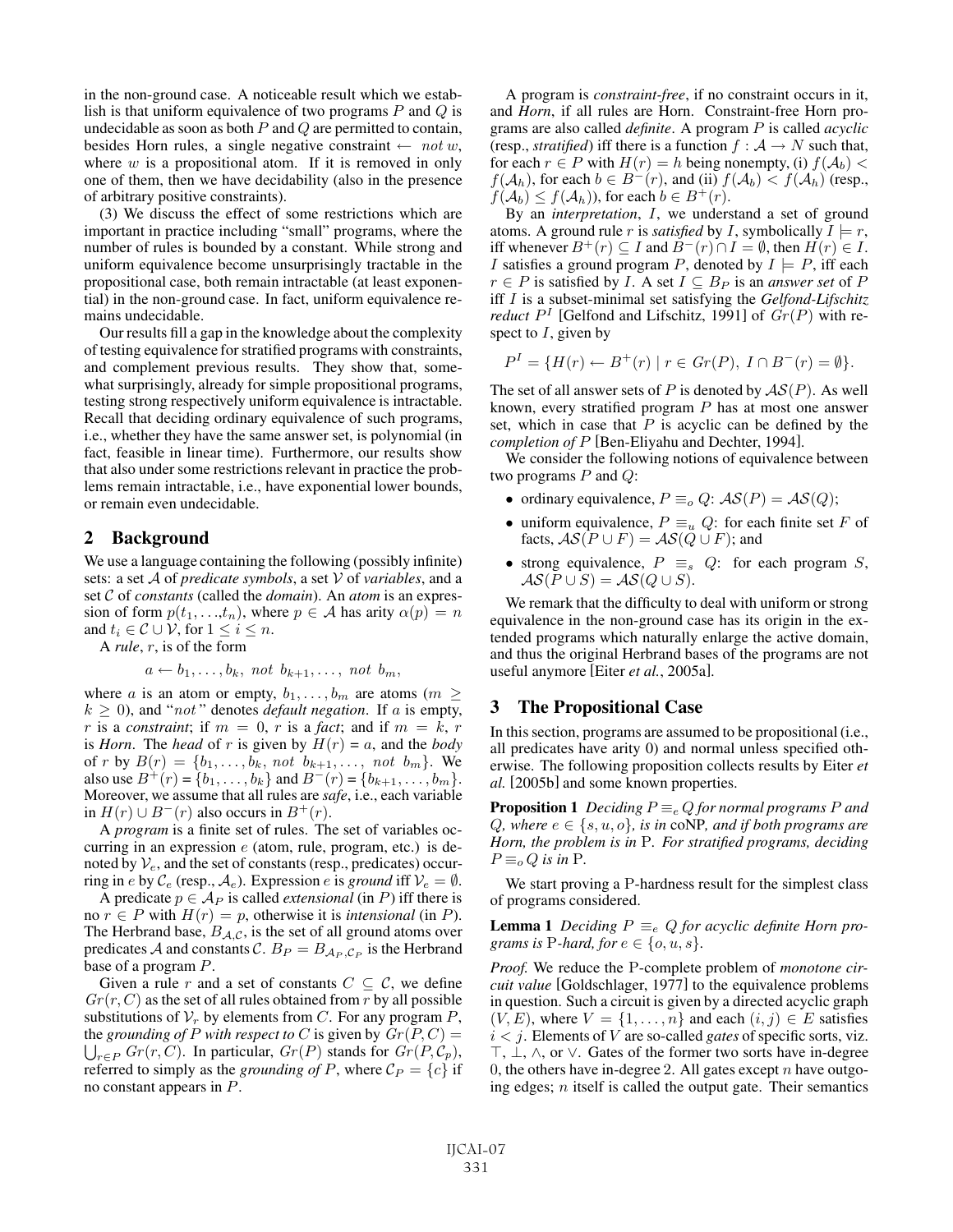in the non-ground case. A noticeable result which we establish is that uniform equivalence of two programs $P$ and $Q$ is undecidable as soon as both $P$ and $Q$ are permitted to contain, besides Horn rules, a single negative constraint $\leftarrow$ *not* $w$, where $w$ is a propositional atom. If it is removed in only one of them, then we have decidability (also in the presence of arbitrary positive constraints).

(3) We discuss the effect of some restrictions which are important in practice including "small" programs, where the number of rules is bounded by a constant. While strong and uniform equivalence become unsurprisingly tractable in the propositional case, both remain intractable (at least exponential) in the non-ground case. In fact, uniform equivalence remains undecidable.

Our results fill a gap in the knowledge about the complexity of testing equivalence for stratified programs with constraints, and complement previous results. They show that, somewhat surprisingly, already for simple propositional programs, testing strong respectively uniform equivalence is intractable. Recall that deciding ordinary equivalence of such programs, i.e., whether they have the same answer set, is polynomial (in fact, feasible in linear time). Furthermore, our results show that also under some restrictions relevant in practice the problems remain intractable, i.e., have exponential lower bounds, or remain even undecidable.

## 2 Background

We use a language containing the following (possibly infinite) sets: a set $\mathcal{A}$ of *predicate symbols*, a set $\mathcal{V}$ of *variables*, and a set $\mathcal{C}$ of *constants* (called the *domain*). An *atom* is an expression of form $p(t_1,\ldots,t_n)$, where $p \in \mathcal{A}$ has arity $\alpha(p) = n$ and $t_i \in \mathcal{C} \cup \mathcal{V}$, for $1 \leq i \leq n$.

A *rule*, $r$, is of the form

$$a \leftarrow b_1, \ldots, b_k, \; not \; b_{k+1}, \ldots, \; not \; b_m,$$

where $a$ is an atom or empty, $b_1, \ldots, b_m$ are atoms ($m \geq k \geq 0$), and "*not*" denotes *default negation*. If $a$ is empty, $r$ is a *constraint*; if $m = 0$, $r$ is a *fact*; and if $m = k$, $r$ is *Horn*. The *head* of $r$ is given by $H(r) = a$, and the *body* of $r$ by $B(r) = \{b_1, \ldots, b_k, \; not \; b_{k+1}, \ldots, \; not \; b_m\}$. We also use $B^+(r) = \{b_1, \ldots, b_k\}$ and $B^-(r) = \{b_{k+1}, \ldots, b_m\}$. Moreover, we assume that all rules are *safe*, i.e., each variable in $H(r) \cup B^-(r)$ also occurs in $B^+(r)$.

A *program* is a finite set of rules. The set of variables occurring in an expression $e$ (atom, rule, program, etc.) is denoted by $\mathcal{V}_e$, and the set of constants (resp., predicates) occurring in $e$ by $\mathcal{C}_e$ (resp., $\mathcal{A}_e$). Expression $e$ is *ground* iff $\mathcal{V}_e = \emptyset$.

A predicate $p \in \mathcal{A}_P$ is called *extensional* (in $P$) iff there is no $r \in P$ with $H(r) = p$, otherwise it is *intensional* (in $P$). The Herbrand base, $B_{\mathcal{A},\mathcal{C}}$, is the set of all ground atoms over predicates $\mathcal{A}$ and constants $\mathcal{C}$. $B_P = B_{\mathcal{A}_P,\mathcal{C}_P}$ is the Herbrand base of a program $P$.

Given a rule $r$ and a set of constants $C \subseteq \mathcal{C}$, we define $Gr(r, C)$ as the set of all rules obtained from $r$ by all possible substitutions of $\mathcal{V}_r$ by elements from $C$. For any program $P$, the *grounding of $P$ with respect to $C$* is given by $Gr(P, C) = \bigcup_{r \in P} Gr(r, C)$. In particular, $Gr(P)$ stands for $Gr(P, \mathcal{C}_p)$, referred to simply as the *grounding of $P$*, where $\mathcal{C}_P = \{c\}$ if no constant appears in $P$.

A program is *constraint-free*, if no constraint occurs in it, and *Horn*, if all rules are Horn. Constraint-free Horn programs are also called *definite*. A program $P$ is called *acyclic* (resp., *stratified*) iff there is a function $f : \mathcal{A} \rightarrow N$ such that, for each $r \in P$ with $H(r) = h$ being nonempty, (i) $f(\mathcal{A}_b) < f(\mathcal{A}_h)$, for each $b \in B^-(r)$, and (ii) $f(\mathcal{A}_b) < f(\mathcal{A}_h)$ (resp., $f(\mathcal{A}_b) \leq f(\mathcal{A}_h)$), for each $b \in B^+(r)$.

By an *interpretation*, $I$, we understand a set of ground atoms. A ground rule $r$ is *satisfied* by $I$, symbolically $I \models r$, iff whenever $B^+(r) \subseteq I$ and $B^-(r) \cap I = \emptyset$, then $H(r) \in I$. $I$ satisfies a ground program $P$, denoted by $I \models P$, iff each $r \in P$ is satisfied by $I$. A set $I \subseteq B_P$ is an *answer set* of $P$ iff $I$ is a subset-minimal set satisfying the *Gelfond-Lifschitz reduct* $P^I$ [Gelfond and Lifschitz, 1991] of $Gr(P)$ with respect to $I$, given by

$$P^I = \{H(r) \leftarrow B^+(r) \mid r \in Gr(P), \; I \cap B^-(r) = \emptyset\}.$$

The set of all answer sets of $P$ is denoted by $\mathcal{AS}(P)$. As well known, every stratified program $P$ has at most one answer set, which in case that $P$ is acyclic can be defined by the *completion of $P$* [Ben-Eliyahu and Dechter, 1994].

We consider the following notions of equivalence between two programs $P$ and $Q$:

- ordinary equivalence, $P \equiv_o Q$: $\mathcal{AS}(P) = \mathcal{AS}(Q)$;
- uniform equivalence, $P \equiv_u Q$: for each finite set $F$ of facts, $\mathcal{AS}(P \cup F) = \mathcal{AS}(Q \cup F)$; and
- strong equivalence, $P \equiv_s Q$: for each program $S$, $\mathcal{AS}(P \cup S) = \mathcal{AS}(Q \cup S)$.

We remark that the difficulty to deal with uniform or strong equivalence in the non-ground case has its origin in the extended programs which naturally enlarge the active domain, and thus the original Herbrand bases of the programs are not useful anymore [Eiter *et al.*, 2005a].

## 3 The Propositional Case

In this section, programs are assumed to be propositional (i.e., all predicates have arity 0) and normal unless specified otherwise. The following proposition collects results by Eiter *et al.* [2005b] and some known properties.

**Proposition 1** *Deciding $P \equiv_e Q$ for normal programs $P$ and $Q$, where $e \in \{s, u, o\}$, is in* coNP*, and if both programs are Horn, the problem is in* P*. For stratified programs, deciding $P \equiv_o Q$ is in* P.

We start proving a P-hardness result for the simplest class of programs considered.

**Lemma 1** *Deciding $P \equiv_e Q$ for acyclic definite Horn programs is* P*-hard, for $e \in \{o, u, s\}$.*

*Proof.* We reduce the P-complete problem of *monotone circuit value* [Goldschlager, 1977] to the equivalence problems in question. Such a circuit is given by a directed acyclic graph $(V, E)$, where $V = \{1, \ldots, n\}$ and each $(i, j) \in E$ satisfies $i < j$. Elements of $V$ are so-called *gates* of specific sorts, viz. $\top$, $\bot$, $\wedge$, or $\vee$. Gates of the former two sorts have in-degree 0, the others have in-degree 2. All gates except $n$ have outgoing edges; $n$ itself is called the output gate. Their semantics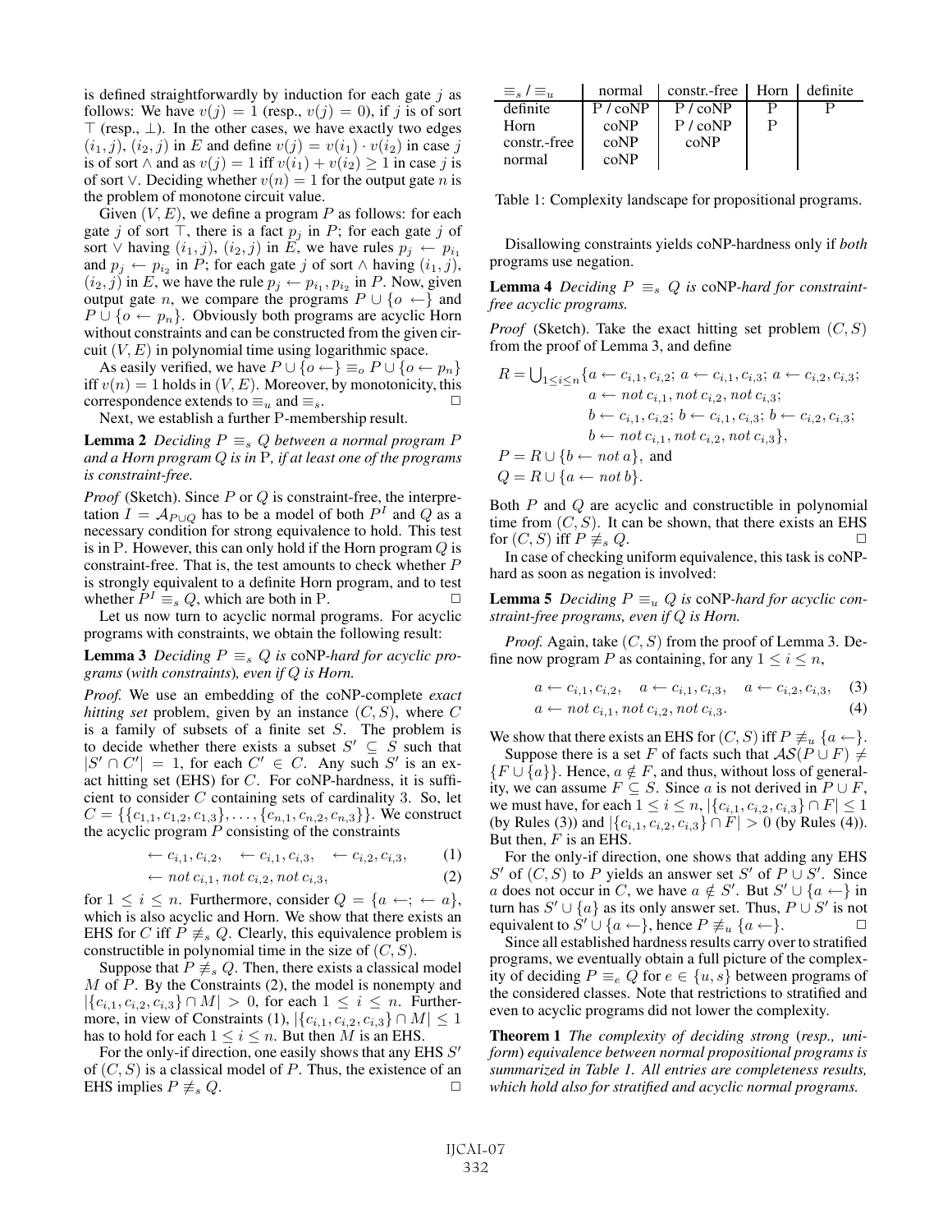is defined straightforwardly by induction for each gate $j$ as follows: We have $v(j) = 1$ (resp., $v(j) = 0$), if $j$ is of sort $\top$ (resp., $\bot$). In the other cases, we have exactly two edges $(i_1, j)$, $(i_2, j)$ in $E$ and define $v(j) = v(i_1) \cdot v(i_2)$ in case $j$ is of sort $\wedge$ and as $v(j) = 1$ iff $v(i_1) + v(i_2) \geq 1$ in case $j$ is of sort $\vee$. Deciding whether $v(n) = 1$ for the output gate $n$ is the problem of monotone circuit value.

Given $(V, E)$, we define a program $P$ as follows: for each gate $j$ of sort $\top$, there is a fact $p_j$ in $P$; for each gate $j$ of sort $\vee$ having $(i_1, j)$, $(i_2, j)$ in $E$, we have rules $p_j \leftarrow p_{i_1}$ and $p_j \leftarrow p_{i_2}$ in $P$; for each gate $j$ of sort $\wedge$ having $(i_1, j)$, $(i_2, j)$ in $E$, we have the rule $p_j \leftarrow p_{i_1}, p_{i_2}$ in $P$. Now, given output gate $n$, we compare the programs $P \cup \{o \leftarrow\}$ and $P \cup \{o \leftarrow p_n\}$. Obviously both programs are acyclic Horn without constraints and can be constructed from the given circuit $(V, E)$ in polynomial time using logarithmic space.

As easily verified, we have $P \cup \{o \leftarrow\} \equiv_o P \cup \{o \leftarrow p_n\}$ iff $v(n) = 1$ holds in $(V, E)$. Moreover, by monotonicity, this correspondence extends to $\equiv_u$ and $\equiv_s$. □

Next, we establish a further P-membership result.

**Lemma 2** *Deciding $P \equiv_s Q$ between a normal program $P$ and a Horn program $Q$ is in* P*, if at least one of the programs is constraint-free.*

*Proof* (Sketch). Since $P$ or $Q$ is constraint-free, the interpretation $I = \mathcal{A}_{P \cup Q}$ has to be a model of both $P^I$ and $Q$ as a necessary condition for strong equivalence to hold. This test is in P. However, this can only hold if the Horn program $Q$ is constraint-free. That is, the test amounts to check whether $P$ is strongly equivalent to a definite Horn program, and to test whether $P^I \equiv_s Q$, which are both in P. □

Let us now turn to acyclic normal programs. For acyclic programs with constraints, we obtain the following result:

**Lemma 3** *Deciding $P \equiv_s Q$ is* coNP*-hard for acyclic programs (with constraints), even if $Q$ is Horn.*

*Proof.* We use an embedding of the coNP-complete *exact hitting set* problem, given by an instance $(C, S)$, where $C$ is a family of subsets of a finite set $S$. The problem is to decide whether there exists a subset $S' \subseteq S$ such that $|S' \cap C'| = 1$, for each $C' \in C$. Any such $S'$ is an exact hitting set (EHS) for $C$. For coNP-hardness, it is sufficient to consider $C$ containing sets of cardinality 3. So, let $C = \{\{c_{1,1}, c_{1,2}, c_{1,3}\}, \ldots, \{c_{n,1}, c_{n,2}, c_{n,3}\}\}$. We construct the acyclic program $P$ consisting of the constraints

$$\leftarrow c_{i,1}, c_{i,2}, \quad \leftarrow c_{i,1}, c_{i,3}, \quad \leftarrow c_{i,2}, c_{i,3}, \tag{1}$$

$$\leftarrow not\, c_{i,1}, not\, c_{i,2}, not\, c_{i,3}, \tag{2}$$

for $1 \leq i \leq n$. Furthermore, consider $Q = \{a \leftarrow;\ \leftarrow a\}$, which is also acyclic and Horn. We show that there exists an EHS for $C$ iff $P \not\equiv_s Q$. Clearly, this equivalence problem is constructible in polynomial time in the size of $(C, S)$.

Suppose that $P \not\equiv_s Q$. Then, there exists a classical model $M$ of $P$. By the Constraints (2), the model is nonempty and $|\{c_{i,1}, c_{i,2}, c_{i,3}\} \cap M| > 0$, for each $1 \leq i \leq n$. Furthermore, in view of Constraints (1), $|\{c_{i,1}, c_{i,2}, c_{i,3}\} \cap M| \leq 1$ has to hold for each $1 \leq i \leq n$. But then $M$ is an EHS.

For the only-if direction, one easily shows that any EHS $S'$ of $(C, S)$ is a classical model of $P$. Thus, the existence of an EHS implies $P \not\equiv_s Q$. □

| $\equiv_s$ / $\equiv_u$ | normal | constr.-free | Horn | definite |
|---|---|---|---|---|
| definite | P / coNP | P / coNP | P | P |
| Horn | coNP | P / coNP | P | |
| constr.-free | coNP | coNP | | |
| normal | coNP | | | |

Table 1: Complexity landscape for propositional programs.

Disallowing constraints yields coNP-hardness only if *both* programs use negation.

**Lemma 4** *Deciding $P \equiv_s Q$ is* coNP*-hard for constraint-free acyclic programs.*

*Proof* (Sketch). Take the exact hitting set problem $(C, S)$ from the proof of Lemma 3, and define

$$\begin{aligned}
R = \textstyle\bigcup_{1 \leq i \leq n} \{ & a \leftarrow c_{i,1}, c_{i,2};\ a \leftarrow c_{i,1}, c_{i,3};\ a \leftarrow c_{i,2}, c_{i,3}; \\
& a \leftarrow not\, c_{i,1}, not\, c_{i,2}, not\, c_{i,3}; \\
& b \leftarrow c_{i,1}, c_{i,2};\ b \leftarrow c_{i,1}, c_{i,3};\ b \leftarrow c_{i,2}, c_{i,3}; \\
& b \leftarrow not\, c_{i,1}, not\, c_{i,2}, not\, c_{i,3}\}, \\
P = R \cup \{ & b \leftarrow not\, a\}, \text{ and} \\
Q = R \cup \{ & a \leftarrow not\, b\}.
\end{aligned}$$

Both $P$ and $Q$ are acyclic and constructible in polynomial time from $(C, S)$. It can be shown, that there exists an EHS for $(C, S)$ iff $P \not\equiv_s Q$. □

In case of checking uniform equivalence, this task is coNP-hard as soon as negation is involved:

**Lemma 5** *Deciding $P \equiv_u Q$ is* coNP*-hard for acyclic constraint-free programs, even if $Q$ is Horn.*

*Proof.* Again, take $(C, S)$ from the proof of Lemma 3. Define now program $P$ as containing, for any $1 \leq i \leq n$,

$$a \leftarrow c_{i,1}, c_{i,2}, \quad a \leftarrow c_{i,1}, c_{i,3}, \quad a \leftarrow c_{i,2}, c_{i,3}, \tag{3}$$

$$a \leftarrow not\, c_{i,1}, not\, c_{i,2}, not\, c_{i,3}. \tag{4}$$

We show that there exists an EHS for $(C, S)$ iff $P \not\equiv_u \{a \leftarrow\}$.

Suppose there is a set $F$ of facts such that $\mathcal{AS}(P \cup F) \neq \{F \cup \{a\}\}$. Hence, $a \notin F$, and thus, without loss of generality, we can assume $F \subseteq S$. Since $a$ is not derived in $P \cup F$, we must have, for each $1 \leq i \leq n$, $|\{c_{i,1}, c_{i,2}, c_{i,3}\} \cap F| \leq 1$ (by Rules (3)) and $|\{c_{i,1}, c_{i,2}, c_{i,3}\} \cap F| > 0$ (by Rules (4)). But then, $F$ is an EHS.

For the only-if direction, one shows that adding any EHS $S'$ of $(C, S)$ to $P$ yields an answer set $S'$ of $P \cup S'$. Since $a$ does not occur in $C$, we have $a \notin S'$. But $S' \cup \{a \leftarrow\}$ in turn has $S' \cup \{a\}$ as its only answer set. Thus, $P \cup S'$ is not equivalent to $S' \cup \{a \leftarrow\}$, hence $P \not\equiv_u \{a \leftarrow\}$. □

Since all established hardness results carry over to stratified programs, we eventually obtain a full picture of the complexity of deciding $P \equiv_e Q$ for $e \in \{u, s\}$ between programs of the considered classes. Note that restrictions to stratified and even to acyclic programs did not lower the complexity.

**Theorem 1** *The complexity of deciding strong (resp., uniform) equivalence between normal propositional programs is summarized in Table 1. All entries are completeness results, which hold also for stratified and acyclic normal programs.*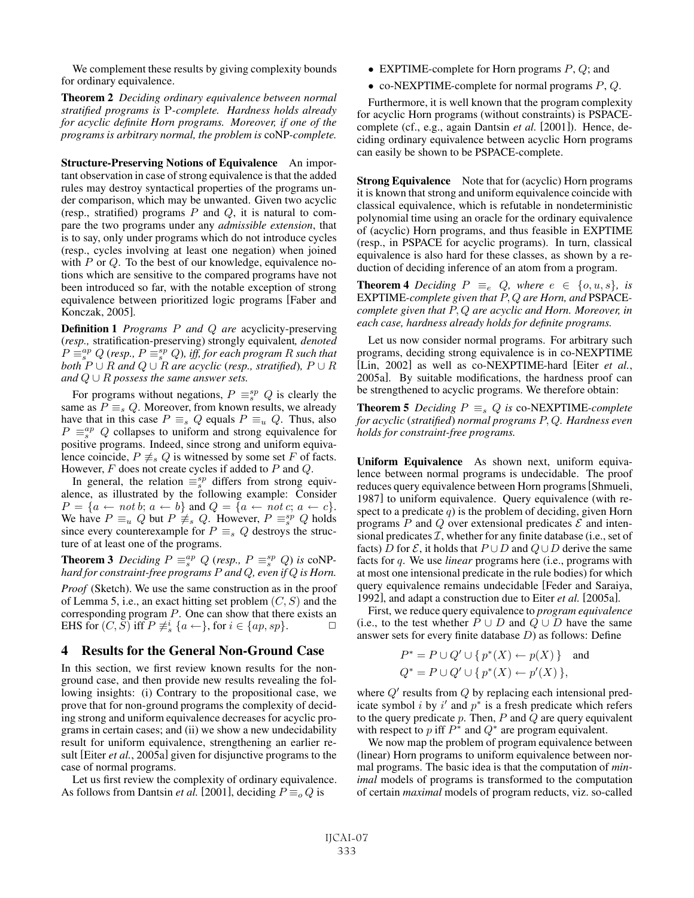We complement these results by giving complexity bounds for ordinary equivalence.

**Theorem 2** *Deciding ordinary equivalence between normal stratified programs is* P*-complete. Hardness holds already for acyclic definite Horn programs. Moreover, if one of the programs is arbitrary normal, the problem is* coNP*-complete.*

**Structure-Preserving Notions of Equivalence** An important observation in case of strong equivalence is that the added rules may destroy syntactical properties of the programs under comparison, which may be unwanted. Given two acyclic (resp., stratified) programs $P$ and $Q$, it is natural to compare the two programs under any *admissible extension*, that is to say, only under programs which do not introduce cycles (resp., cycles involving at least one negation) when joined with $P$ or $Q$. To the best of our knowledge, equivalence notions which are sensitive to the compared programs have not been introduced so far, with the notable exception of strong equivalence between prioritized logic programs [Faber and Konczak, 2005].

**Definition 1** *Programs $P$ and $Q$ are* acyclicity-preserving *(resp.,* stratification-preserving*) strongly equivalent, denoted $P \equiv_s^{ap} Q$ (resp., $P \equiv_s^{sp} Q$), iff, for each program $R$ such that both $P \cup R$ and $Q \cup R$ are acyclic (resp., stratified), $P \cup R$ and $Q \cup R$ possess the same answer sets.*

For programs without negations, $P \equiv_s^{sp} Q$ is clearly the same as $P \equiv_s Q$. Moreover, from known results, we already have that in this case $P \equiv_s Q$ equals $P \equiv_u Q$. Thus, also $P \equiv_s^{ap} Q$ collapses to uniform and strong equivalence for positive programs. Indeed, since strong and uniform equivalence coincide, $P \not\equiv_s Q$ is witnessed by some set $F$ of facts. However, $F$ does not create cycles if added to $P$ and $Q$.

In general, the relation $\equiv_s^{sp}$ differs from strong equivalence, as illustrated by the following example: Consider $P = \{a \leftarrow \mathit{not}\, b;\ a \leftarrow b\}$ and $Q = \{a \leftarrow \mathit{not}\, c;\ a \leftarrow c\}$. We have $P \equiv_u Q$ but $P \not\equiv_s Q$. However, $P \equiv_s^{sp} Q$ holds since every counterexample for $P \equiv_s Q$ destroys the structure of at least one of the programs.

**Theorem 3** *Deciding $P \equiv_s^{ap} Q$ (resp., $P \equiv_s^{sp} Q$) is* coNP*-hard for constraint-free programs $P$ and $Q$, even if $Q$ is Horn.*

*Proof* (Sketch). We use the same construction as in the proof of Lemma 5, i.e., an exact hitting set problem $(C, S)$ and the corresponding program $P$. One can show that there exists an EHS for $(C, S)$ iff $P \not\equiv_s^i \{a \leftarrow\}$, for $i \in \{ap, sp\}$. □

## 4 Results for the General Non-Ground Case

In this section, we first review known results for the non-ground case, and then provide new results revealing the following insights: (i) Contrary to the propositional case, we prove that for non-ground programs the complexity of deciding strong and uniform equivalence decreases for acyclic programs in certain cases; and (ii) we show a new undecidability result for uniform equivalence, strengthening an earlier result [Eiter *et al.*, 2005a] given for disjunctive programs to the case of normal programs.

Let us first review the complexity of ordinary equivalence. As follows from Dantsin *et al.* [2001], deciding $P \equiv_o Q$ is

- EXPTIME-complete for Horn programs $P$, $Q$; and
- co-NEXPTIME-complete for normal programs $P$, $Q$.

Furthermore, it is well known that the program complexity for acyclic Horn programs (without constraints) is PSPACE-complete (cf., e.g., again Dantsin *et al.* [2001]). Hence, deciding ordinary equivalence between acyclic Horn programs can easily be shown to be PSPACE-complete.

**Strong Equivalence** Note that for (acyclic) Horn programs it is known that strong and uniform equivalence coincide with classical equivalence, which is refutable in nondeterministic polynomial time using an oracle for the ordinary equivalence of (acyclic) Horn programs, and thus feasible in EXPTIME (resp., in PSPACE for acyclic programs). In turn, classical equivalence is also hard for these classes, as shown by a reduction of deciding inference of an atom from a program.

**Theorem 4** *Deciding $P \equiv_e Q$, where $e \in \{o, u, s\}$, is* EXPTIME*-complete given that $P, Q$ are Horn, and* PSPACE*-complete given that $P, Q$ are acyclic and Horn. Moreover, in each case, hardness already holds for definite programs.*

Let us now consider normal programs. For arbitrary such programs, deciding strong equivalence is in co-NEXPTIME [Lin, 2002] as well as co-NEXPTIME-hard [Eiter *et al.*, 2005a]. By suitable modifications, the hardness proof can be strengthened to acyclic programs. We therefore obtain:

**Theorem 5** *Deciding $P \equiv_s Q$ is* co-NEXPTIME*-complete for acyclic (stratified) normal programs $P, Q$. Hardness even holds for constraint-free programs.*

**Uniform Equivalence** As shown next, uniform equivalence between normal programs is undecidable. The proof reduces query equivalence between Horn programs [Shmueli, 1987] to uniform equivalence. Query equivalence (with respect to a predicate $q$) is the problem of deciding, given Horn programs $P$ and $Q$ over extensional predicates $\mathcal{E}$ and intensional predicates $\mathcal{I}$, whether for any finite database (i.e., set of facts) $D$ for $\mathcal{E}$, it holds that $P \cup D$ and $Q \cup D$ derive the same facts for $q$. We use *linear* programs here (i.e., programs with at most one intensional predicate in the rule bodies) for which query equivalence remains undecidable [Feder and Saraiya, 1992], and adapt a construction due to Eiter *et al.* [2005a].

First, we reduce query equivalence to *program equivalence* (i.e., to the test whether $P \cup D$ and $Q \cup D$ have the same answer sets for every finite database $D$) as follows: Define

$$P^* = P \cup Q' \cup \{\, p^*(X) \leftarrow p(X) \,\} \quad \text{and}$$
$$Q^* = P \cup Q' \cup \{\, p^*(X) \leftarrow p'(X) \,\},$$

where $Q'$ results from $Q$ by replacing each intensional predicate symbol $i$ by $i'$ and $p^*$ is a fresh predicate which refers to the query predicate $p$. Then, $P$ and $Q$ are query equivalent with respect to $p$ iff $P^*$ and $Q^*$ are program equivalent.

We now map the problem of program equivalence between (linear) Horn programs to uniform equivalence between normal programs. The basic idea is that the computation of *minimal* models of programs is transformed to the computation of certain *maximal* models of program reducts, viz. so-called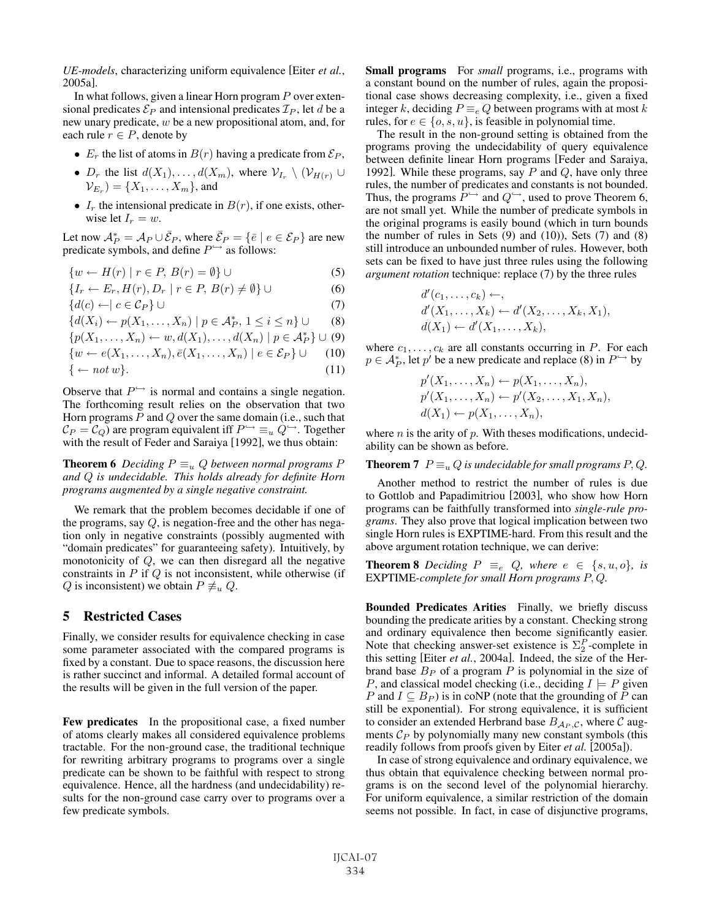*UE-models*, characterizing uniform equivalence [Eiter *et al.*, 2005a].

In what follows, given a linear Horn program $P$ over extensional predicates $\mathcal{E}_P$ and intensional predicates $\mathcal{I}_P$, let $d$ be a new unary predicate, $w$ be a new propositional atom, and, for each rule $r \in P$, denote by

- $E_r$ the list of atoms in $B(r)$ having a predicate from $\mathcal{E}_P$,
- $D_r$ the list $d(X_1), \ldots, d(X_m)$, where $\mathcal{V}_{I_r} \setminus (\mathcal{V}_{H(r)} \cup \mathcal{V}_{E_r}) = \{X_1, \ldots, X_m\}$, and
- $I_r$ the intensional predicate in $B(r)$, if one exists, otherwise let $I_r = w$.

Let now $\mathcal{A}_P^* = \mathcal{A}_P \cup \bar{\mathcal{E}}_P$, where $\bar{\mathcal{E}}_P = \{\bar{e} \mid e \in \mathcal{E}_P\}$ are new predicate symbols, and define $P^{\hookleftarrow}$ as follows:

$$\{w \leftarrow H(r) \mid r \in P,\ B(r) = \emptyset\} \cup \tag{5}$$

$$\{I_r \leftarrow E_r, H(r), D_r \mid r \in P,\ B(r) \neq \emptyset\} \cup \tag{6}$$

$$\{d(c) \leftarrow \mid c \in \mathcal{C}_P\} \cup \tag{7}$$

$$\{d(X_i) \leftarrow p(X_1, \ldots, X_n) \mid p \in \mathcal{A}_P^*,\ 1 \leq i \leq n\} \cup \tag{8}$$

$$\{p(X_1, \ldots, X_n) \leftarrow w, d(X_1), \ldots, d(X_n) \mid p \in \mathcal{A}_P^*\} \cup \tag{9}$$

$$\{w \leftarrow e(X_1, \ldots, X_n), \bar{e}(X_1, \ldots, X_n) \mid e \in \mathcal{E}_P\} \cup \tag{10}$$

$$\{\leftarrow \mathit{not}\, w\}. \tag{11}$$

Observe that $P^{\hookleftarrow}$ is normal and contains a single negation. The forthcoming result relies on the observation that two Horn programs $P$ and $Q$ over the same domain (i.e., such that $\mathcal{C}_P = \mathcal{C}_Q$) are program equivalent iff $P^{\hookleftarrow} \equiv_u Q^{\hookleftarrow}$. Together with the result of Feder and Saraiya [1992], we thus obtain:

**Theorem 6** *Deciding $P \equiv_u Q$ between normal programs $P$ and $Q$ is undecidable. This holds already for definite Horn programs augmented by a single negative constraint.*

We remark that the problem becomes decidable if one of the programs, say $Q$, is negation-free and the other has negation only in negative constraints (possibly augmented with "domain predicates" for guaranteeing safety). Intuitively, by monotonicity of $Q$, we can then disregard all the negative constraints in $P$ if $Q$ is not inconsistent, while otherwise (if $Q$ is inconsistent) we obtain $P \not\equiv_u Q$.

## 5 Restricted Cases

Finally, we consider results for equivalence checking in case some parameter associated with the compared programs is fixed by a constant. Due to space reasons, the discussion here is rather succinct and informal. A detailed formal account of the results will be given in the full version of the paper.

**Few predicates** In the propositional case, a fixed number of atoms clearly makes all considered equivalence problems tractable. For the non-ground case, the traditional technique for rewriting arbitrary programs to programs over a single predicate can be shown to be faithful with respect to strong equivalence. Hence, all the hardness (and undecidability) results for the non-ground case carry over to programs over a few predicate symbols.

**Small programs** For *small* programs, i.e., programs with a constant bound on the number of rules, again the propositional case shows decreasing complexity, i.e., given a fixed integer $k$, deciding $P \equiv_e Q$ between programs with at most $k$ rules, for $e \in \{o, s, u\}$, is feasible in polynomial time.

The result in the non-ground setting is obtained from the programs proving the undecidability of query equivalence between definite linear Horn programs [Feder and Saraiya, 1992]. While these programs, say $P$ and $Q$, have only three rules, the number of predicates and constants is not bounded. Thus, the programs $P^{\hookleftarrow}$ and $Q^{\hookleftarrow}$, used to prove Theorem 6, are not small yet. While the number of predicate symbols in the original programs is easily bound (which in turn bounds the number of rules in Sets (9) and (10)), Sets (7) and (8) still introduce an unbounded number of rules. However, both sets can be fixed to have just three rules using the following *argument rotation* technique: replace (7) by the three rules

$$\begin{aligned}
&d'(c_1, \ldots, c_k) \leftarrow, \\
&d'(X_1, \ldots, X_k) \leftarrow d'(X_2, \ldots, X_k, X_1), \\
&d(X_1) \leftarrow d'(X_1, \ldots, X_k),
\end{aligned}$$

where $c_1, \ldots, c_k$ are all constants occurring in $P$. For each $p \in \mathcal{A}_P^*$, let $p'$ be a new predicate and replace (8) in $P^{\hookleftarrow}$ by

$$\begin{aligned}
&p'(X_1, \ldots, X_n) \leftarrow p(X_1, \ldots, X_n), \\
&p'(X_1, \ldots, X_n) \leftarrow p'(X_2, \ldots, X_1, X_n), \\
&d(X_1) \leftarrow p(X_1, \ldots, X_n),
\end{aligned}$$

where $n$ is the arity of $p$. With theses modifications, undecidability can be shown as before.

**Theorem 7** *$P \equiv_u Q$ is undecidable for small programs $P, Q$.*

Another method to restrict the number of rules is due to Gottlob and Papadimitriou [2003], who show how Horn programs can be faithfully transformed into *single-rule programs*. They also prove that logical implication between two single Horn rules is EXPTIME-hard. From this result and the above argument rotation technique, we can derive:

**Theorem 8** *Deciding $P \equiv_e Q$, where $e \in \{s, u, o\}$, is* EXPTIME*-complete for small Horn programs $P, Q$.*

**Bounded Predicates Arities** Finally, we briefly discuss bounding the predicate arities by a constant. Checking strong and ordinary equivalence then become significantly easier. Note that checking answer-set existence is $\Sigma_2^P$-complete in this setting [Eiter *et al.*, 2004a]. Indeed, the size of the Herbrand base $B_P$ of a program $P$ is polynomial in the size of $P$, and classical model checking (i.e., deciding $I \models P$ given $P$ and $I \subseteq B_P$) is in coNP (note that the grounding of $P$ can still be exponential). For strong equivalence, it is sufficient to consider an extended Herbrand base $B_{\mathcal{A}_P, \mathcal{C}}$, where $\mathcal{C}$ augments $\mathcal{C}_P$ by polynomially many new constant symbols (this readily follows from proofs given by Eiter *et al.* [2005a]).

In case of strong equivalence and ordinary equivalence, we thus obtain that equivalence checking between normal programs is on the second level of the polynomial hierarchy. For uniform equivalence, a similar restriction of the domain seems not possible. In fact, in case of disjunctive programs,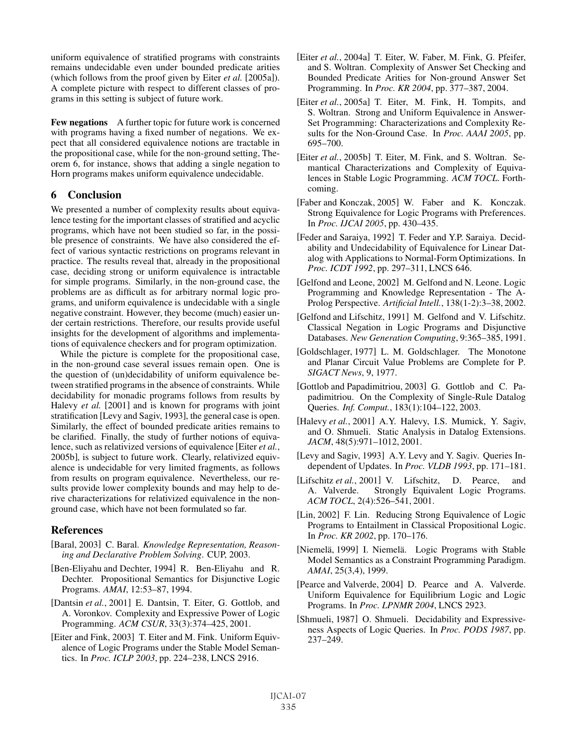uniform equivalence of stratified programs with constraints remains undecidable even under bounded predicate arities (which follows from the proof given by Eiter *et al.* [2005a]). A complete picture with respect to different classes of programs in this setting is subject of future work.

**Few negations** A further topic for future work is concerned with programs having a fixed number of negations. We expect that all considered equivalence notions are tractable in the propositional case, while for the non-ground setting, Theorem 6, for instance, shows that adding a single negation to Horn programs makes uniform equivalence undecidable.

## 6 Conclusion

We presented a number of complexity results about equivalence testing for the important classes of stratified and acyclic programs, which have not been studied so far, in the possible presence of constraints. We have also considered the effect of various syntactic restrictions on programs relevant in practice. The results reveal that, already in the propositional case, deciding strong or uniform equivalence is intractable for simple programs. Similarly, in the non-ground case, the problems are as difficult as for arbitrary normal logic programs, and uniform equivalence is undecidable with a single negative constraint. However, they become (much) easier under certain restrictions. Therefore, our results provide useful insights for the development of algorithms and implementations of equivalence checkers and for program optimization.

While the picture is complete for the propositional case, in the non-ground case several issues remain open. One is the question of (un)decidability of uniform equivalence between stratified programs in the absence of constraints. While decidability for monadic programs follows from results by Halevy *et al.* [2001] and is known for programs with joint stratification [Levy and Sagiv, 1993], the general case is open. Similarly, the effect of bounded predicate arities remains to be clarified. Finally, the study of further notions of equivalence, such as relativized versions of equivalence [Eiter *et al.*, 2005b], is subject to future work. Clearly, relativized equivalence is undecidable for very limited fragments, as follows from results on program equivalence. Nevertheless, our results provide lower complexity bounds and may help to derive characterizations for relativized equivalence in the non-ground case, which have not been formulated so far.

## References

[Baral, 2003] C. Baral. *Knowledge Representation, Reasoning and Declarative Problem Solving*. CUP, 2003.

[Ben-Eliyahu and Dechter, 1994] R. Ben-Eliyahu and R. Dechter. Propositional Semantics for Disjunctive Logic Programs. *AMAI*, 12:53–87, 1994.

[Dantsin *et al.*, 2001] E. Dantsin, T. Eiter, G. Gottlob, and A. Voronkov. Complexity and Expressive Power of Logic Programming. *ACM CSUR*, 33(3):374–425, 2001.

[Eiter and Fink, 2003] T. Eiter and M. Fink. Uniform Equivalence of Logic Programs under the Stable Model Semantics. In *Proc. ICLP 2003*, pp. 224–238, LNCS 2916.

[Eiter *et al.*, 2004a] T. Eiter, W. Faber, M. Fink, G. Pfeifer, and S. Woltran. Complexity of Answer Set Checking and Bounded Predicate Arities for Non-ground Answer Set Programming. In *Proc. KR 2004*, pp. 377–387, 2004.

[Eiter *et al.*, 2005a] T. Eiter, M. Fink, H. Tompits, and S. Woltran. Strong and Uniform Equivalence in Answer-Set Programming: Characterizations and Complexity Results for the Non-Ground Case. In *Proc. AAAI 2005*, pp. 695–700.

[Eiter *et al.*, 2005b] T. Eiter, M. Fink, and S. Woltran. Semantical Characterizations and Complexity of Equivalences in Stable Logic Programming. *ACM TOCL*. Forthcoming.

[Faber and Konczak, 2005] W. Faber and K. Konczak. Strong Equivalence for Logic Programs with Preferences. In *Proc. IJCAI 2005*, pp. 430–435.

[Feder and Saraiya, 1992] T. Feder and Y.P. Saraiya. Decidability and Undecidability of Equivalence for Linear Datalog with Applications to Normal-Form Optimizations. In *Proc. ICDT 1992*, pp. 297–311, LNCS 646.

[Gelfond and Leone, 2002] M. Gelfond and N. Leone. Logic Programming and Knowledge Representation - The A-Prolog Perspective. *Artificial Intell.*, 138(1-2):3–38, 2002.

[Gelfond and Lifschitz, 1991] M. Gelfond and V. Lifschitz. Classical Negation in Logic Programs and Disjunctive Databases. *New Generation Computing*, 9:365–385, 1991.

[Goldschlager, 1977] L. M. Goldschlager. The Monotone and Planar Circuit Value Problems are Complete for P. *SIGACT News*, 9, 1977.

[Gottlob and Papadimitriou, 2003] G. Gottlob and C. Papadimitriou. On the Complexity of Single-Rule Datalog Queries. *Inf. Comput.*, 183(1):104–122, 2003.

[Halevy *et al.*, 2001] A.Y. Halevy, I.S. Mumick, Y. Sagiv, and O. Shmueli. Static Analysis in Datalog Extensions. *JACM*, 48(5):971–1012, 2001.

[Levy and Sagiv, 1993] A.Y. Levy and Y. Sagiv. Queries Independent of Updates. In *Proc. VLDB 1993*, pp. 171–181.

[Lifschitz *et al.*, 2001] V. Lifschitz, D. Pearce, and A. Valverde. Strongly Equivalent Logic Programs. *ACM TOCL*, 2(4):526–541, 2001.

[Lin, 2002] F. Lin. Reducing Strong Equivalence of Logic Programs to Entailment in Classical Propositional Logic. In *Proc. KR 2002*, pp. 170–176.

[Niemelä, 1999] I. Niemelä. Logic Programs with Stable Model Semantics as a Constraint Programming Paradigm. *AMAI*, 25(3,4), 1999.

[Pearce and Valverde, 2004] D. Pearce and A. Valverde. Uniform Equivalence for Equilibrium Logic and Logic Programs. In *Proc. LPNMR 2004*, LNCS 2923.

[Shmueli, 1987] O. Shmueli. Decidability and Expressiveness Aspects of Logic Queries. In *Proc. PODS 1987*, pp. 237–249.